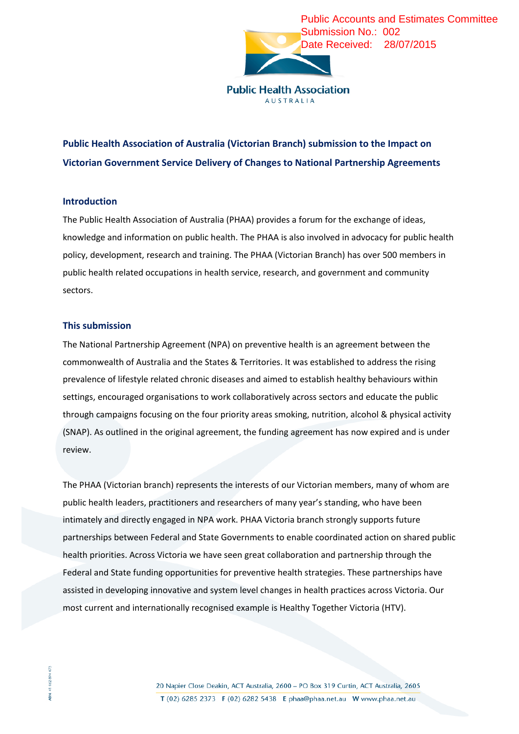Public Accounts and Estimates Committee
Submission No.: 002
Date Received: 28/07/2015

Public Health Association
AUSTRALIA

# Public Health Association of Australia (Victorian Branch) submission to the Impact on Victorian Government Service Delivery of Changes to National Partnership Agreements

## Introduction

The Public Health Association of Australia (PHAA) provides a forum for the exchange of ideas, knowledge and information on public health. The PHAA is also involved in advocacy for public health policy, development, research and training. The PHAA (Victorian Branch) has over 500 members in public health related occupations in health service, research, and government and community sectors.

## This submission

The National Partnership Agreement (NPA) on preventive health is an agreement between the commonwealth of Australia and the States & Territories. It was established to address the rising prevalence of lifestyle related chronic diseases and aimed to establish healthy behaviours within settings, encouraged organisations to work collaboratively across sectors and educate the public through campaigns focusing on the four priority areas smoking, nutrition, alcohol & physical activity (SNAP). As outlined in the original agreement, the funding agreement has now expired and is under review.

The PHAA (Victorian branch) represents the interests of our Victorian members, many of whom are public health leaders, practitioners and researchers of many year's standing, who have been intimately and directly engaged in NPA work. PHAA Victoria branch strongly supports future partnerships between Federal and State Governments to enable coordinated action on shared public health priorities. Across Victoria we have seen great collaboration and partnership through the Federal and State funding opportunities for preventive health strategies. These partnerships have assisted in developing innovative and system level changes in health practices across Victoria. Our most current and internationally recognised example is Healthy Together Victoria (HTV).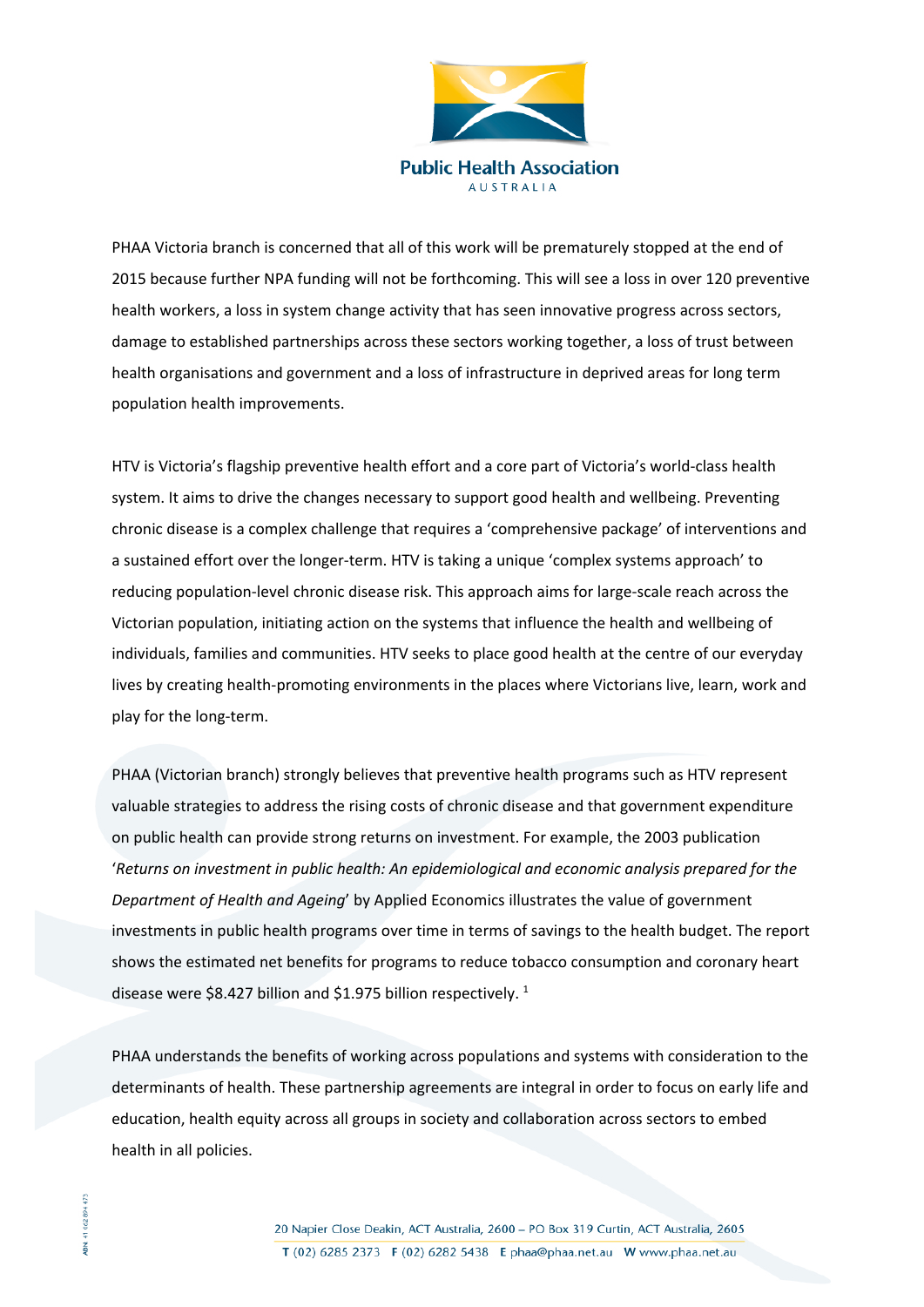PHAA Victoria branch is concerned that all of this work will be prematurely stopped at the end of 2015 because further NPA funding will not be forthcoming. This will see a loss in over 120 preventive health workers, a loss in system change activity that has seen innovative progress across sectors, damage to established partnerships across these sectors working together, a loss of trust between health organisations and government and a loss of infrastructure in deprived areas for long term population health improvements.

HTV is Victoria's flagship preventive health effort and a core part of Victoria's world-class health system. It aims to drive the changes necessary to support good health and wellbeing. Preventing chronic disease is a complex challenge that requires a 'comprehensive package' of interventions and a sustained effort over the longer-term. HTV is taking a unique 'complex systems approach' to reducing population-level chronic disease risk. This approach aims for large-scale reach across the Victorian population, initiating action on the systems that influence the health and wellbeing of individuals, families and communities. HTV seeks to place good health at the centre of our everyday lives by creating health-promoting environments in the places where Victorians live, learn, work and play for the long-term.

PHAA (Victorian branch) strongly believes that preventive health programs such as HTV represent valuable strategies to address the rising costs of chronic disease and that government expenditure on public health can provide strong returns on investment. For example, the 2003 publication '*Returns on investment in public health: An epidemiological and economic analysis prepared for the Department of Health and Ageing*' by Applied Economics illustrates the value of government investments in public health programs over time in terms of savings to the health budget. The report shows the estimated net benefits for programs to reduce tobacco consumption and coronary heart disease were $8.427 billion and $1.975 billion respectively. [1]

PHAA understands the benefits of working across populations and systems with consideration to the determinants of health. These partnership agreements are integral in order to focus on early life and education, health equity across all groups in society and collaboration across sectors to embed health in all policies.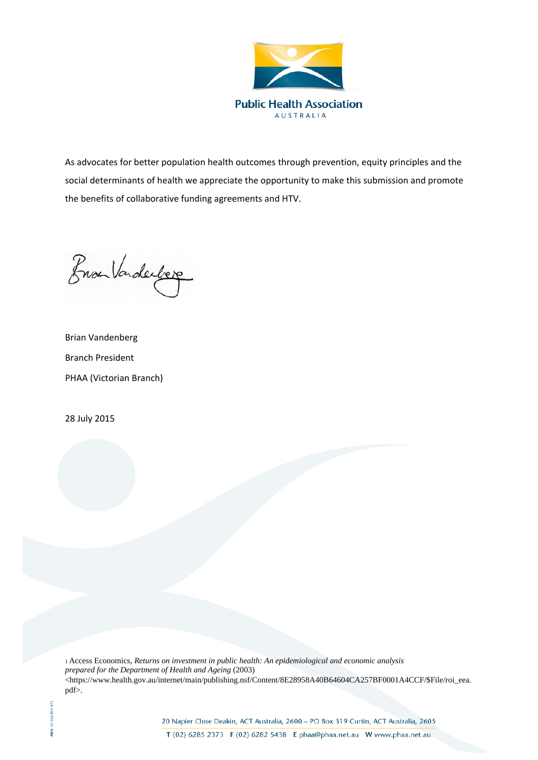As advocates for better population health outcomes through prevention, equity principles and the social determinants of health we appreciate the opportunity to make this submission and promote the benefits of collaborative funding agreements and HTV.

Brian Vandenberg

Branch President

PHAA (Victorian Branch)

28 July 2015

[1] Access Economics, *Returns on investment in public health: An epidemiological and economic analysis prepared for the Department of Health and Ageing* (2003) <https://www.health.gov.au/internet/main/publishing.nsf/Content/8E28958A40B64604CA257BF0001A4CCF/$File/roi_eea.pdf>.